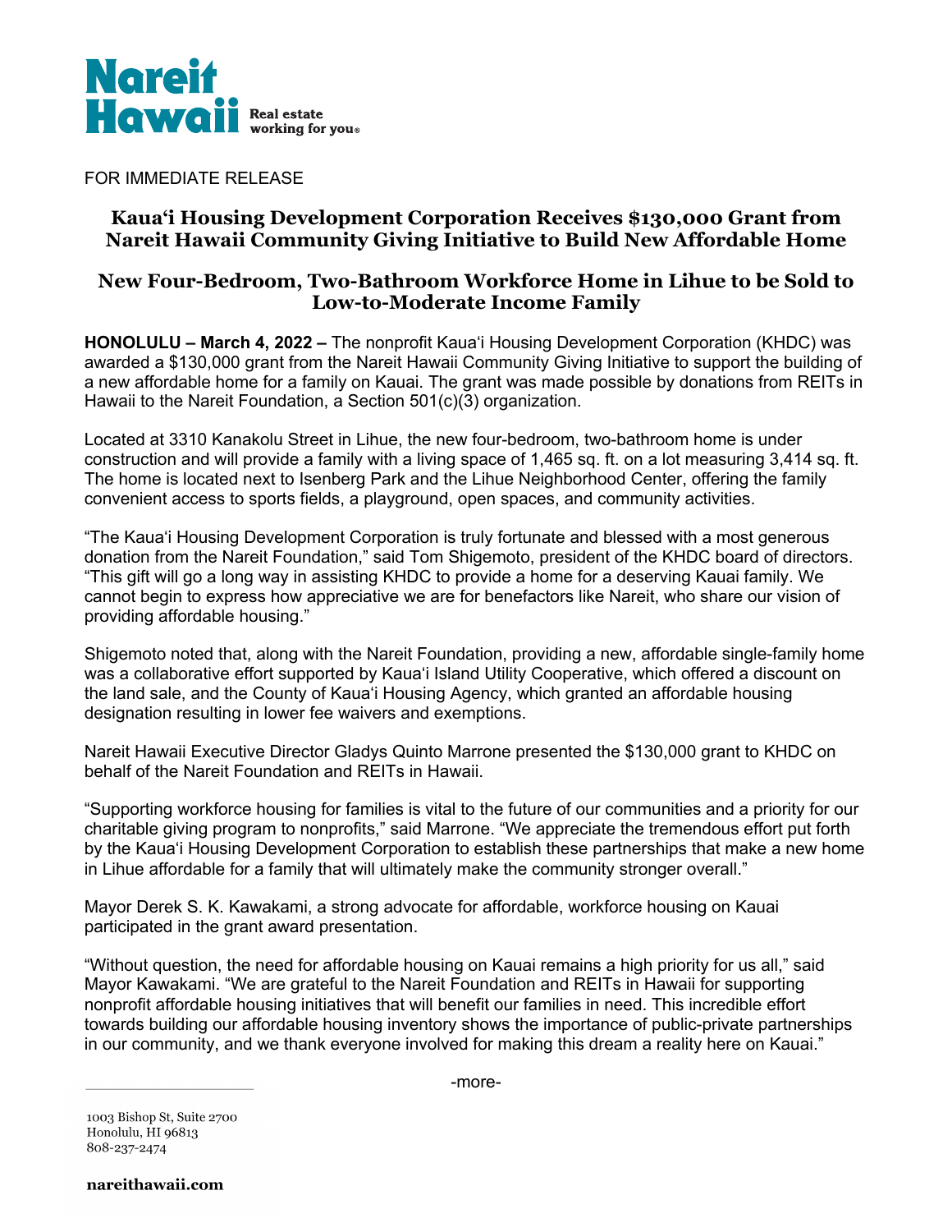Nareit Hawaii

Real estate working for you®

FOR IMMEDIATE RELEASE

## Kaua'i Housing Development Corporation Receives $130,000 Grant from Nareit Hawaii Community Giving Initiative to Build New Affordable Home

### New Four-Bedroom, Two-Bathroom Workforce Home in Lihue to be Sold to Low-to-Moderate Income Family

**HONOLULU – March 4, 2022 –** The nonprofit Kaua'i Housing Development Corporation (KHDC) was awarded a $130,000 grant from the Nareit Hawaii Community Giving Initiative to support the building of a new affordable home for a family on Kauai. The grant was made possible by donations from REITs in Hawaii to the Nareit Foundation, a Section 501(c)(3) organization.

Located at 3310 Kanakolu Street in Lihue, the new four-bedroom, two-bathroom home is under construction and will provide a family with a living space of 1,465 sq. ft. on a lot measuring 3,414 sq. ft. The home is located next to Isenberg Park and the Lihue Neighborhood Center, offering the family convenient access to sports fields, a playground, open spaces, and community activities.

"The Kaua'i Housing Development Corporation is truly fortunate and blessed with a most generous donation from the Nareit Foundation," said Tom Shigemoto, president of the KHDC board of directors. "This gift will go a long way in assisting KHDC to provide a home for a deserving Kauai family. We cannot begin to express how appreciative we are for benefactors like Nareit, who share our vision of providing affordable housing."

Shigemoto noted that, along with the Nareit Foundation, providing a new, affordable single-family home was a collaborative effort supported by Kaua'i Island Utility Cooperative, which offered a discount on the land sale, and the County of Kaua'i Housing Agency, which granted an affordable housing designation resulting in lower fee waivers and exemptions.

Nareit Hawaii Executive Director Gladys Quinto Marrone presented the $130,000 grant to KHDC on behalf of the Nareit Foundation and REITs in Hawaii.

"Supporting workforce housing for families is vital to the future of our communities and a priority for our charitable giving program to nonprofits," said Marrone. "We appreciate the tremendous effort put forth by the Kaua'i Housing Development Corporation to establish these partnerships that make a new home in Lihue affordable for a family that will ultimately make the community stronger overall."

Mayor Derek S. K. Kawakami, a strong advocate for affordable, workforce housing on Kauai participated in the grant award presentation.

"Without question, the need for affordable housing on Kauai remains a high priority for us all," said Mayor Kawakami. "We are grateful to the Nareit Foundation and REITs in Hawaii for supporting nonprofit affordable housing initiatives that will benefit our families in need. This incredible effort towards building our affordable housing inventory shows the importance of public-private partnerships in our community, and we thank everyone involved for making this dream a reality here on Kauai."

-more-

1003 Bishop St, Suite 2700
Honolulu, HI 96813
808-237-2474

**nareithawaii.com**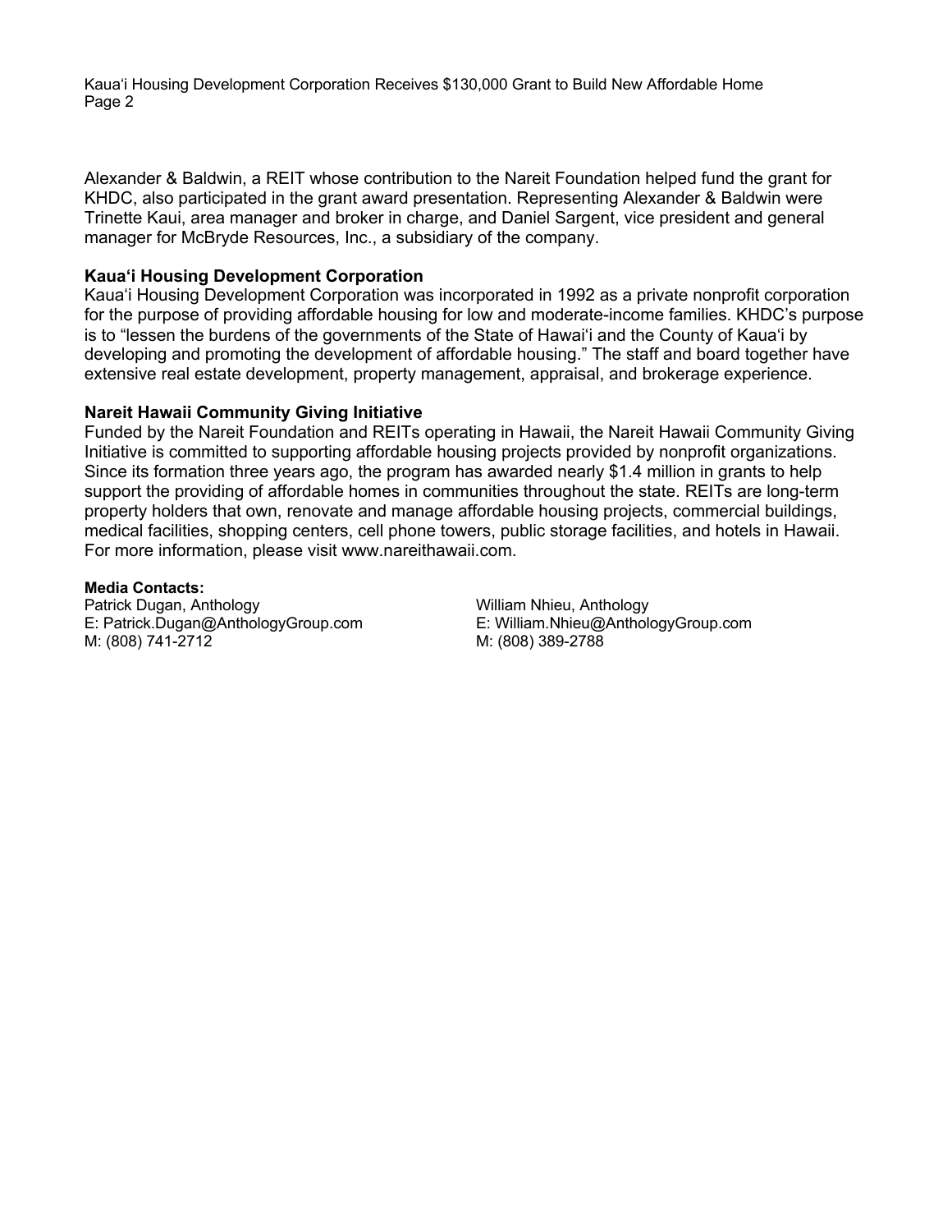Alexander & Baldwin, a REIT whose contribution to the Nareit Foundation helped fund the grant for KHDC, also participated in the grant award presentation. Representing Alexander & Baldwin were Trinette Kaui, area manager and broker in charge, and Daniel Sargent, vice president and general manager for McBryde Resources, Inc., a subsidiary of the company.

**Kauaʻi Housing Development Corporation**

Kauaʻi Housing Development Corporation was incorporated in 1992 as a private nonprofit corporation for the purpose of providing affordable housing for low and moderate-income families. KHDC's purpose is to "lessen the burdens of the governments of the State of Hawaiʻi and the County of Kauaʻi by developing and promoting the development of affordable housing." The staff and board together have extensive real estate development, property management, appraisal, and brokerage experience.

**Nareit Hawaii Community Giving Initiative**

Funded by the Nareit Foundation and REITs operating in Hawaii, the Nareit Hawaii Community Giving Initiative is committed to supporting affordable housing projects provided by nonprofit organizations. Since its formation three years ago, the program has awarded nearly $1.4 million in grants to help support the providing of affordable homes in communities throughout the state. REITs are long-term property holders that own, renovate and manage affordable housing projects, commercial buildings, medical facilities, shopping centers, cell phone towers, public storage facilities, and hotels in Hawaii. For more information, please visit www.nareithawaii.com.

**Media Contacts:**

Patrick Dugan, Anthology
E: Patrick.Dugan@AnthologyGroup.com
M: (808) 741-2712

William Nhieu, Anthology
E: William.Nhieu@AnthologyGroup.com
M: (808) 389-2788